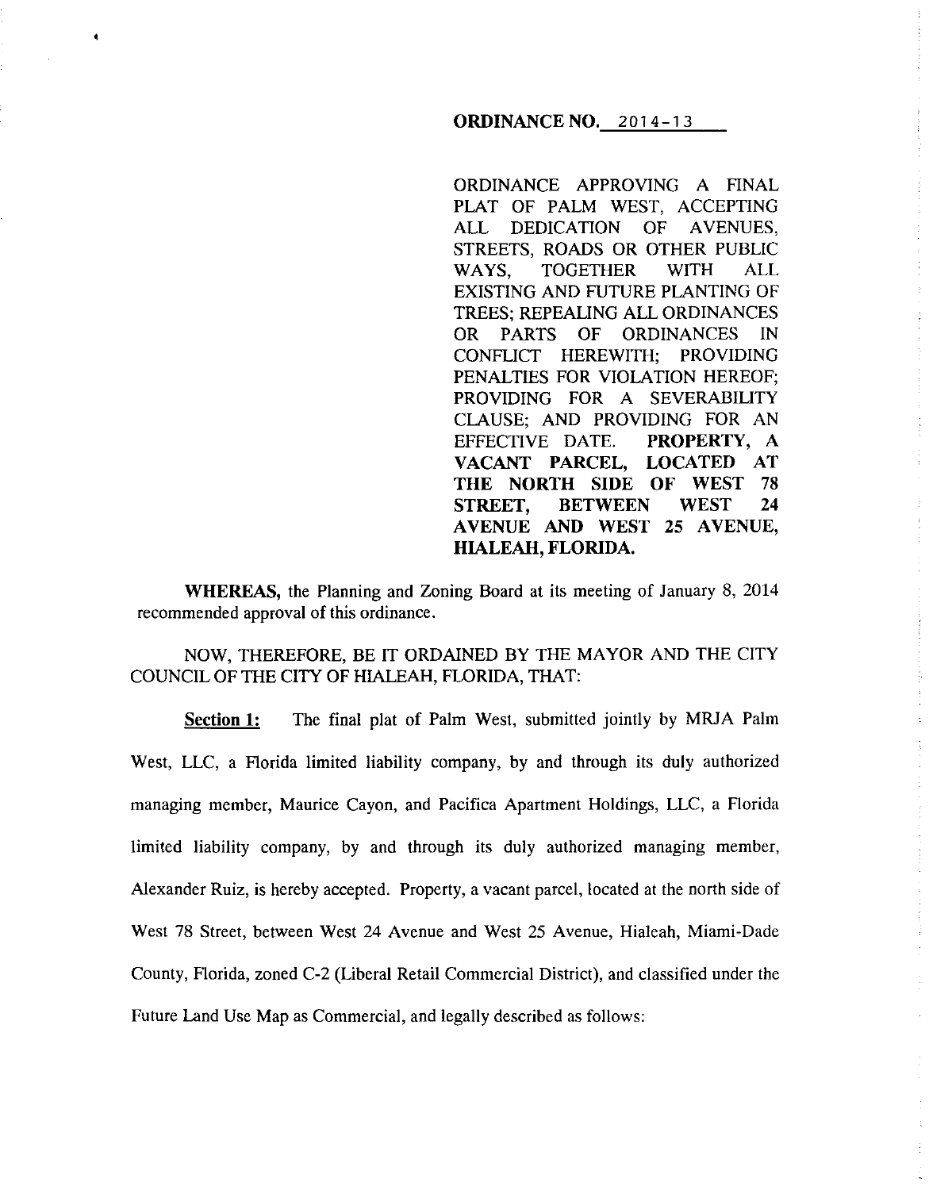**ORDINANCE NO. 2014-13**

ORDINANCE APPROVING A FINAL PLAT OF PALM WEST, ACCEPTING ALL DEDICATION OF AVENUES, STREETS, ROADS OR OTHER PUBLIC WAYS, TOGETHER WITH ALL EXISTING AND FUTURE PLANTING OF TREES; REPEALING ALL ORDINANCES OR PARTS OF ORDINANCES IN CONFLICT HEREWITH; PROVIDING PENALTIES FOR VIOLATION HEREOF; PROVIDING FOR A SEVERABILITY CLAUSE; AND PROVIDING FOR AN EFFECTIVE DATE. **PROPERTY, A VACANT PARCEL, LOCATED AT THE NORTH SIDE OF WEST 78 STREET, BETWEEN WEST 24 AVENUE AND WEST 25 AVENUE, HIALEAH, FLORIDA.**

**WHEREAS,** the Planning and Zoning Board at its meeting of January 8, 2014 recommended approval of this ordinance.

NOW, THEREFORE, BE IT ORDAINED BY THE MAYOR AND THE CITY COUNCIL OF THE CITY OF HIALEAH, FLORIDA, THAT:

**Section 1:** The final plat of Palm West, submitted jointly by MRJA Palm West, LLC, a Florida limited liability company, by and through its duly authorized managing member, Maurice Cayon, and Pacifica Apartment Holdings, LLC, a Florida limited liability company, by and through its duly authorized managing member, Alexander Ruiz, is hereby accepted. Property, a vacant parcel, located at the north side of West 78 Street, between West 24 Avenue and West 25 Avenue, Hialeah, Miami-Dade County, Florida, zoned C-2 (Liberal Retail Commercial District), and classified under the Future Land Use Map as Commercial, and legally described as follows: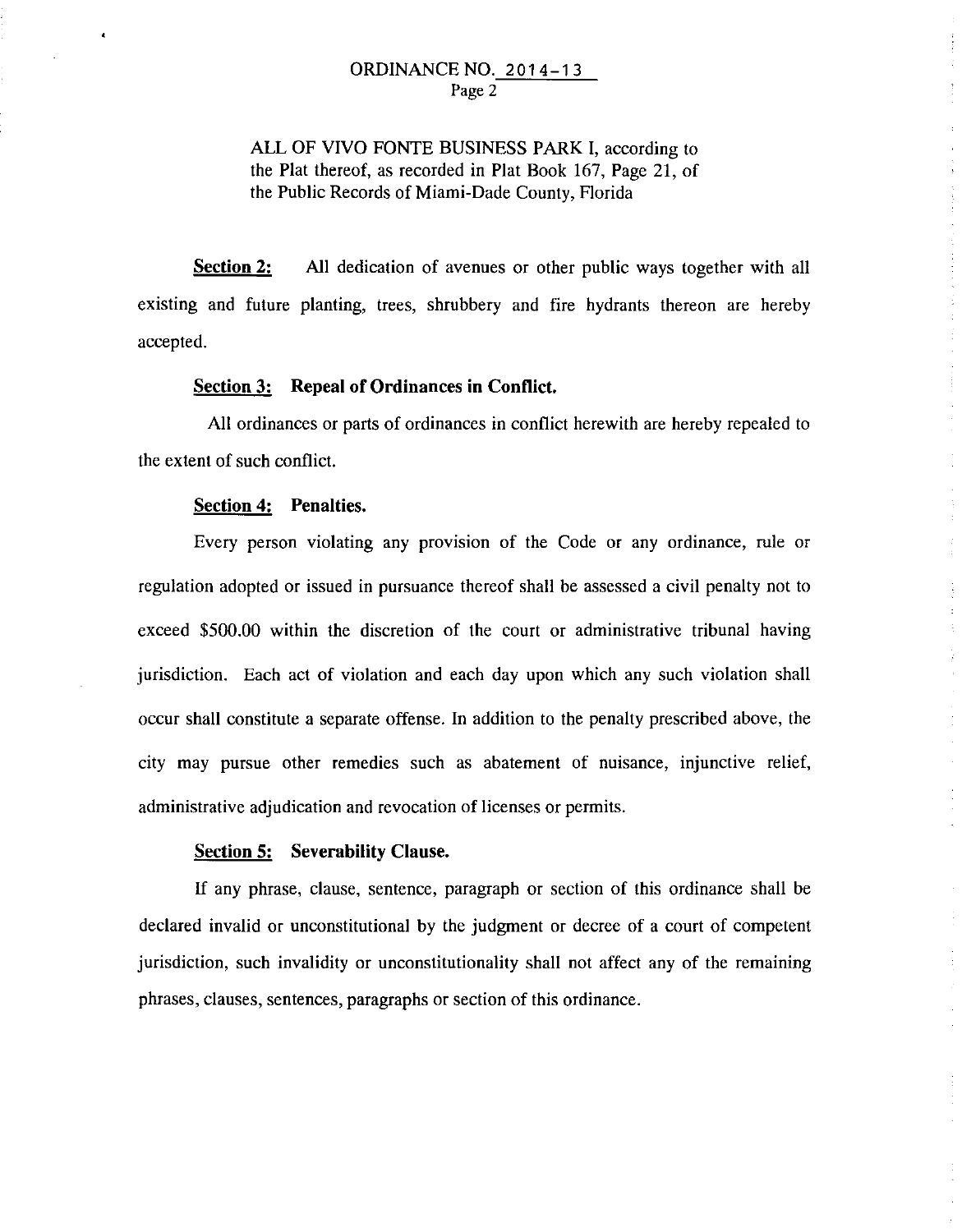ALL OF VIVO FONTE BUSINESS PARK I, according to the Plat thereof, as recorded in Plat Book 167, Page 21, of the Public Records of Miami-Dade County, Florida

**Section 2:** All dedication of avenues or other public ways together with all existing and future planting, trees, shrubbery and fire hydrants thereon are hereby accepted.

**Section 3: Repeal of Ordinances in Conflict.**

All ordinances or parts of ordinances in conflict herewith are hereby repealed to the extent of such conflict.

**Section 4: Penalties.**

Every person violating any provision of the Code or any ordinance, rule or regulation adopted or issued in pursuance thereof shall be assessed a civil penalty not to exceed $500.00 within the discretion of the court or administrative tribunal having jurisdiction. Each act of violation and each day upon which any such violation shall occur shall constitute a separate offense. In addition to the penalty prescribed above, the city may pursue other remedies such as abatement of nuisance, injunctive relief, administrative adjudication and revocation of licenses or permits.

**Section 5: Severability Clause.**

If any phrase, clause, sentence, paragraph or section of this ordinance shall be declared invalid or unconstitutional by the judgment or decree of a court of competent jurisdiction, such invalidity or unconstitutionality shall not affect any of the remaining phrases, clauses, sentences, paragraphs or section of this ordinance.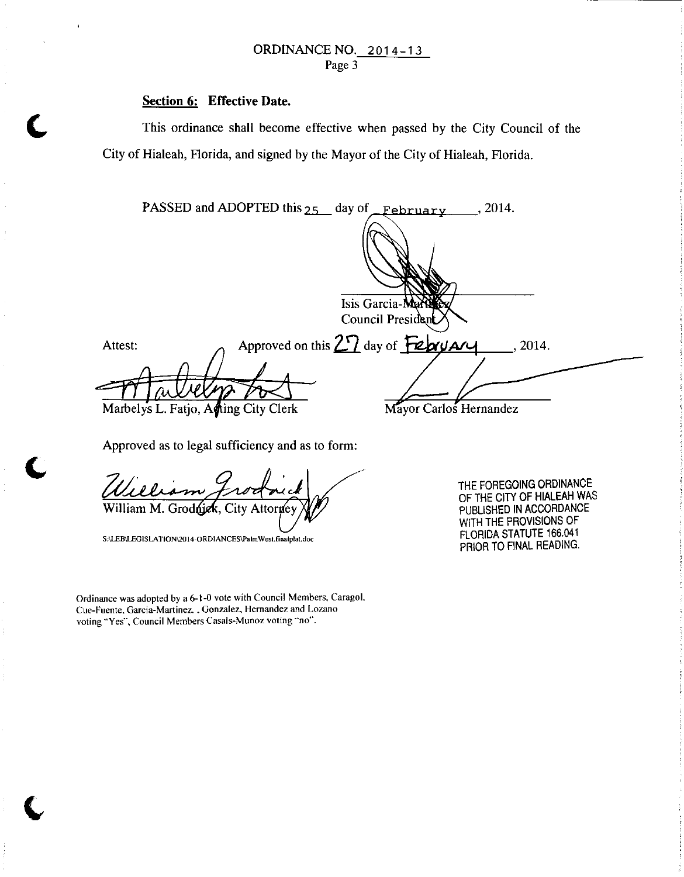ORDINANCE NO. 2014-13

Page 3

**Section 6: Effective Date.**

This ordinance shall become effective when passed by the City Council of the City of Hialeah, Florida, and signed by the Mayor of the City of Hialeah, Florida.

PASSED and ADOPTED this 25 day of February, 2014.

Isis Garcia-Martinez
Council President

Attest:

Approved on this 27 day of February, 2014.

Marbelys L. Fatjo, Acting City Clerk

Mayor Carlos Hernandez

Approved as to legal sufficiency and as to form:

William M. Grodnick, City Attorney

S:\LEB\LEGISLATION\2014-ORDIANCES\PalmWest.finalplat.doc

THE FOREGOING ORDINANCE OF THE CITY OF HIALEAH WAS PUBLISHED IN ACCORDANCE WITH THE PROVISIONS OF FLORIDA STATUTE 166.041 PRIOR TO FINAL READING.

Ordinance was adopted by a 6-1-0 vote with Council Members, Caragol, Cue-Fuente, Garcia-Martinez, , Gonzalez, Hernandez and Lozano voting "Yes", Council Members Casals-Munoz voting "no".